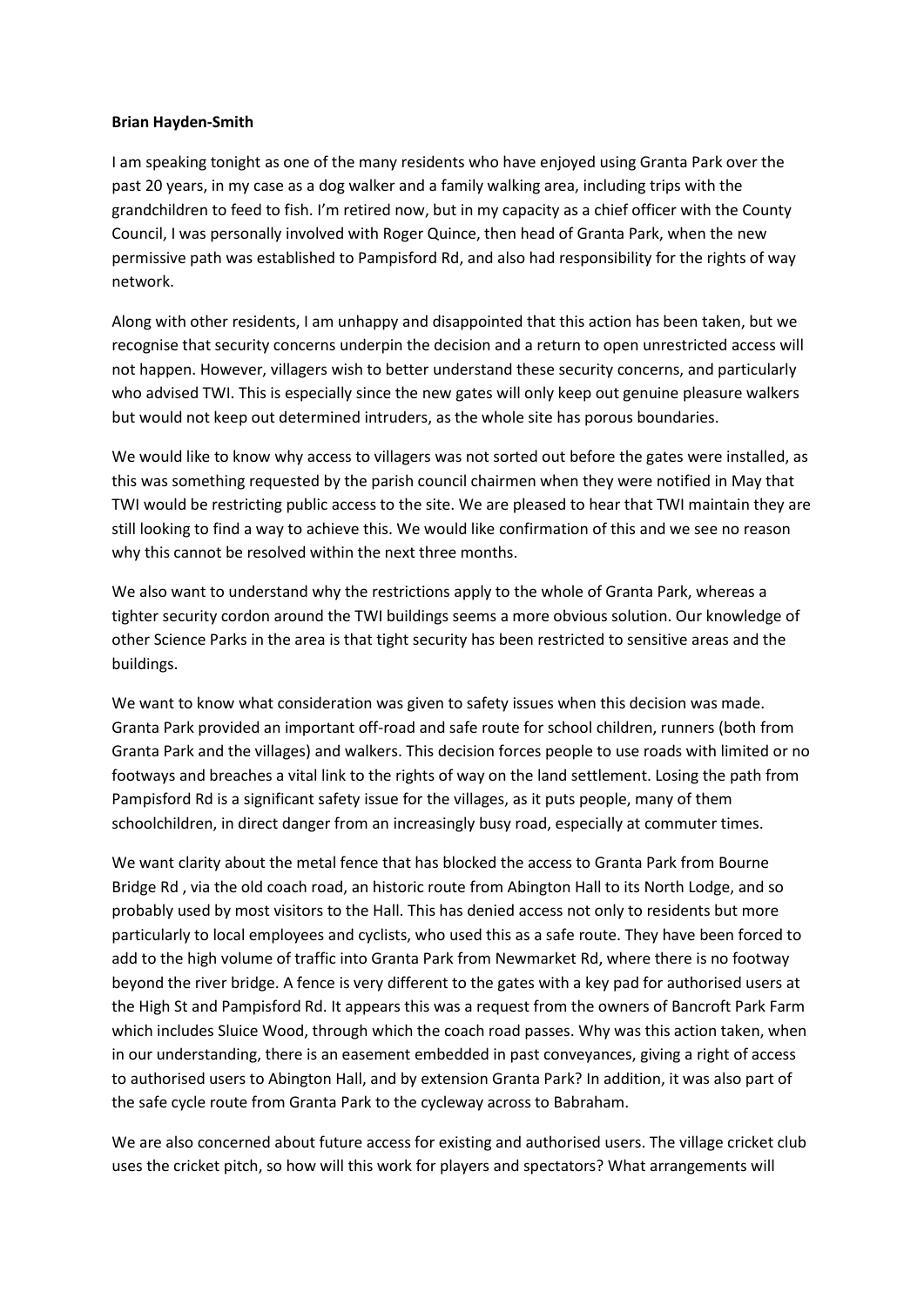**Brian Hayden-Smith**

I am speaking tonight as one of the many residents who have enjoyed using Granta Park over the past 20 years, in my case as a dog walker and a family walking area, including trips with the grandchildren to feed to fish. I'm retired now, but in my capacity as a chief officer with the County Council, I was personally involved with Roger Quince, then head of Granta Park, when the new permissive path was established to Pampisford Rd, and also had responsibility for the rights of way network.

Along with other residents, I am unhappy and disappointed that this action has been taken, but we recognise that security concerns underpin the decision and a return to open unrestricted access will not happen. However, villagers wish to better understand these security concerns, and particularly who advised TWI. This is especially since the new gates will only keep out genuine pleasure walkers but would not keep out determined intruders, as the whole site has porous boundaries.

We would like to know why access to villagers was not sorted out before the gates were installed, as this was something requested by the parish council chairmen when they were notified in May that TWI would be restricting public access to the site. We are pleased to hear that TWI maintain they are still looking to find a way to achieve this. We would like confirmation of this and we see no reason why this cannot be resolved within the next three months.

We also want to understand why the restrictions apply to the whole of Granta Park, whereas a tighter security cordon around the TWI buildings seems a more obvious solution. Our knowledge of other Science Parks in the area is that tight security has been restricted to sensitive areas and the buildings.

We want to know what consideration was given to safety issues when this decision was made. Granta Park provided an important off-road and safe route for school children, runners (both from Granta Park and the villages) and walkers. This decision forces people to use roads with limited or no footways and breaches a vital link to the rights of way on the land settlement. Losing the path from Pampisford Rd is a significant safety issue for the villages, as it puts people, many of them schoolchildren, in direct danger from an increasingly busy road, especially at commuter times.

We want clarity about the metal fence that has blocked the access to Granta Park from Bourne Bridge Rd , via the old coach road, an historic route from Abington Hall to its North Lodge, and so probably used by most visitors to the Hall. This has denied access not only to residents but more particularly to local employees and cyclists, who used this as a safe route. They have been forced to add to the high volume of traffic into Granta Park from Newmarket Rd, where there is no footway beyond the river bridge. A fence is very different to the gates with a key pad for authorised users at the High St and Pampisford Rd. It appears this was a request from the owners of Bancroft Park Farm which includes Sluice Wood, through which the coach road passes. Why was this action taken, when in our understanding, there is an easement embedded in past conveyances, giving a right of access to authorised users to Abington Hall, and by extension Granta Park? In addition, it was also part of the safe cycle route from Granta Park to the cycleway across to Babraham.

We are also concerned about future access for existing and authorised users. The village cricket club uses the cricket pitch, so how will this work for players and spectators? What arrangements will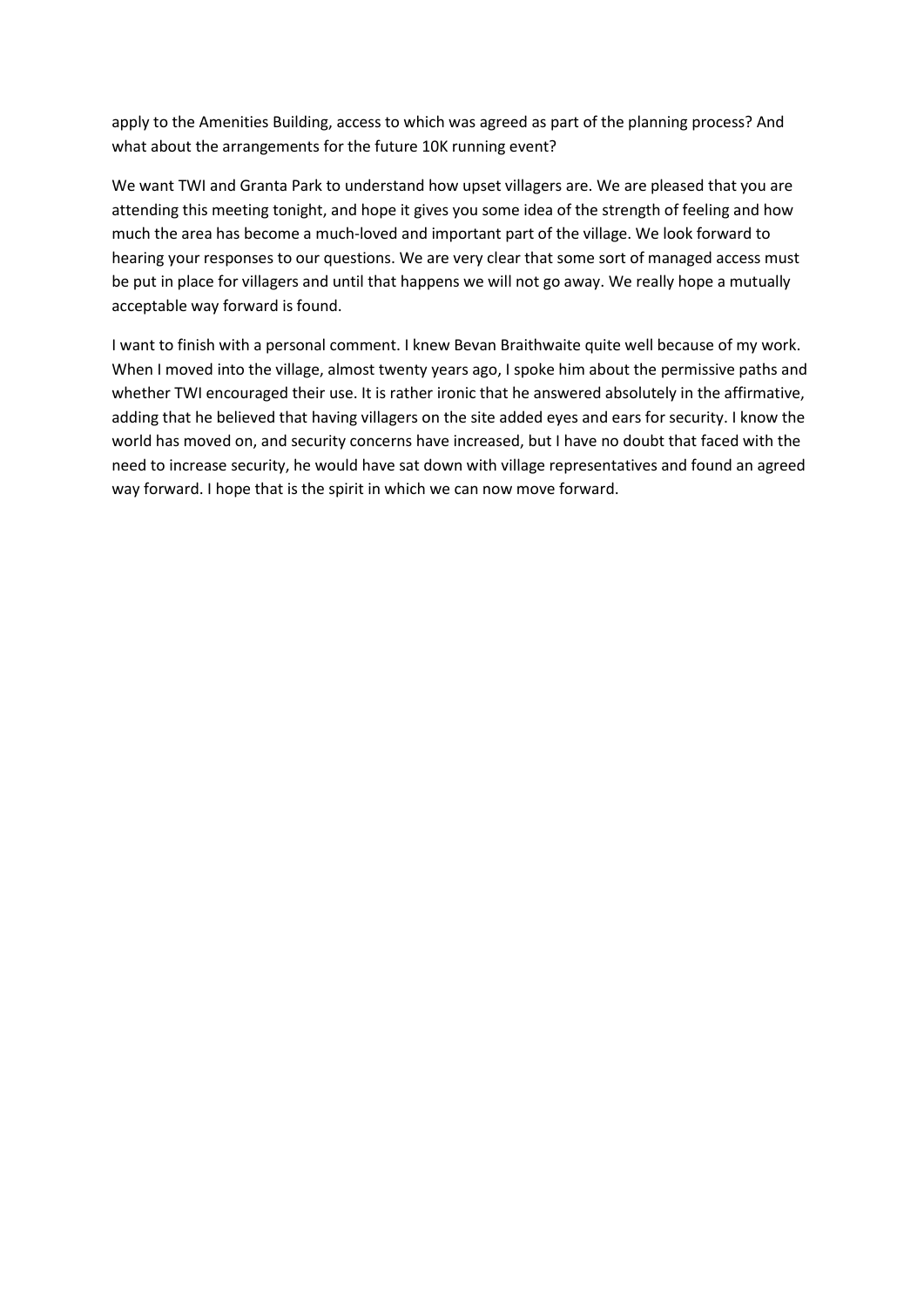apply to the Amenities Building, access to which was agreed as part of the planning process? And what about the arrangements for the future 10K running event?

We want TWI and Granta Park to understand how upset villagers are. We are pleased that you are attending this meeting tonight, and hope it gives you some idea of the strength of feeling and how much the area has become a much-loved and important part of the village. We look forward to hearing your responses to our questions. We are very clear that some sort of managed access must be put in place for villagers and until that happens we will not go away. We really hope a mutually acceptable way forward is found.

I want to finish with a personal comment. I knew Bevan Braithwaite quite well because of my work. When I moved into the village, almost twenty years ago, I spoke him about the permissive paths and whether TWI encouraged their use. It is rather ironic that he answered absolutely in the affirmative, adding that he believed that having villagers on the site added eyes and ears for security. I know the world has moved on, and security concerns have increased, but I have no doubt that faced with the need to increase security, he would have sat down with village representatives and found an agreed way forward. I hope that is the spirit in which we can now move forward.